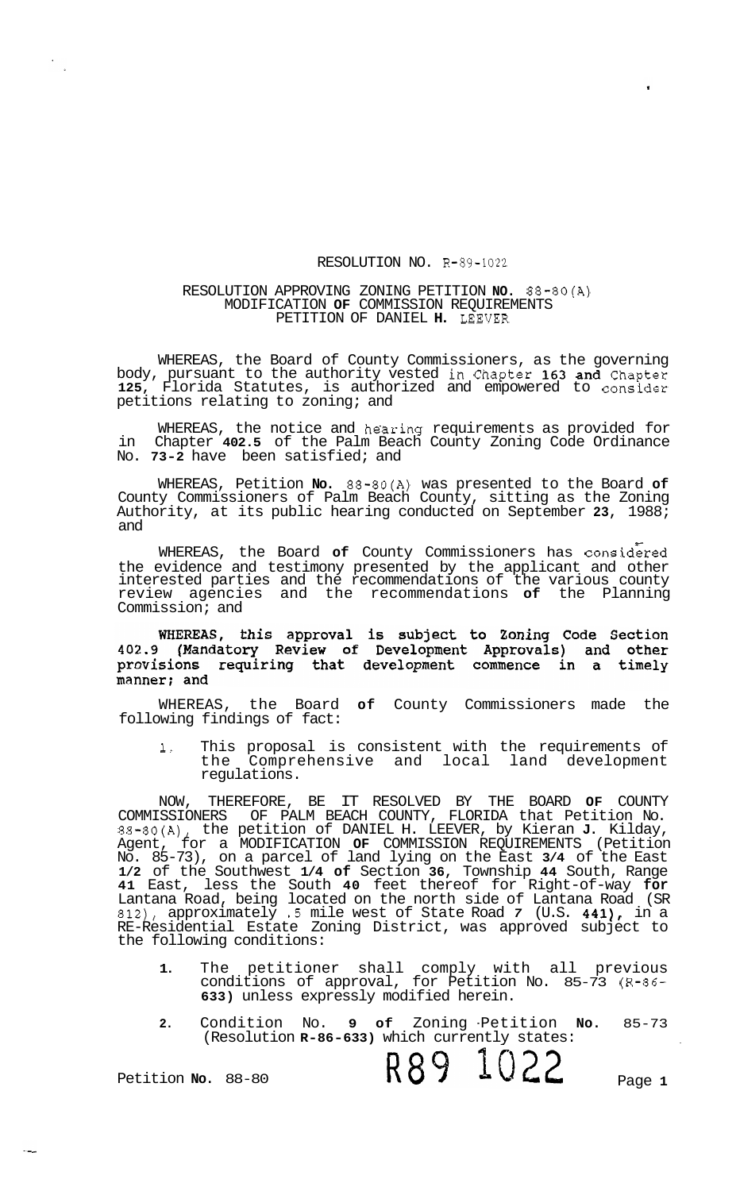RESOLUTION NO. R-89-1022

RESOLUTION APPROVING ZONING PETITION NO. 88-80(A)
MODIFICATION OF COMMISSION REQUIREMENTS
PETITION OF DANIEL H. LEEVER

WHEREAS, the Board of County Commissioners, as the governing body, pursuant to the authority vested in Chapter 163 and Chapter 125, Florida Statutes, is authorized and empowered to consider petitions relating to zoning; and

WHEREAS, the notice and hearing requirements as provided for in Chapter 402.5 of the Palm Beach County Zoning Code Ordinance No. 73-2 have been satisfied; and

WHEREAS, Petition No. 88-80(A) was presented to the Board of County Commissioners of Palm Beach County, sitting as the Zoning Authority, at its public hearing conducted on September 23, 1988; and

WHEREAS, the Board of County Commissioners has considered the evidence and testimony presented by the applicant and other interested parties and the recommendations of the various county review agencies and the recommendations of the Planning Commission; and

**WHEREAS, this approval is subject to Zoning Code Section 402.9 (Mandatory Review of Development Approvals) and other provisions requiring that development commence in a timely manner; and**

WHEREAS, the Board of County Commissioners made the following findings of fact:

1. This proposal is consistent with the requirements of the Comprehensive and local land development regulations.

NOW, THEREFORE, BE IT RESOLVED BY THE BOARD OF COUNTY COMMISSIONERS OF PALM BEACH COUNTY, FLORIDA that Petition No. 88-80(A), the petition of DANIEL H. LEEVER, by Kieran J. Kilday, Agent, for a MODIFICATION OF COMMISSION REQUIREMENTS (Petition No. 85-73), on a parcel of land lying on the East 3/4 of the East 1/2 of the Southwest 1/4 of Section 36, Township 44 South, Range 41 East, less the South 40 feet thereof for Right-of-way for Lantana Road, being located on the north side of Lantana Road (SR 812), approximately .5 mile west of State Road 7 (U.S. 441), in a RE-Residential Estate Zoning District, was approved subject to the following conditions:

1. The petitioner shall comply with all previous conditions of approval, for Petition No. 85-73 (R-86-633) unless expressly modified herein.

2. Condition No. 9 of Zoning Petition No. 85-73 (Resolution R-86-633) which currently states:

R89 1022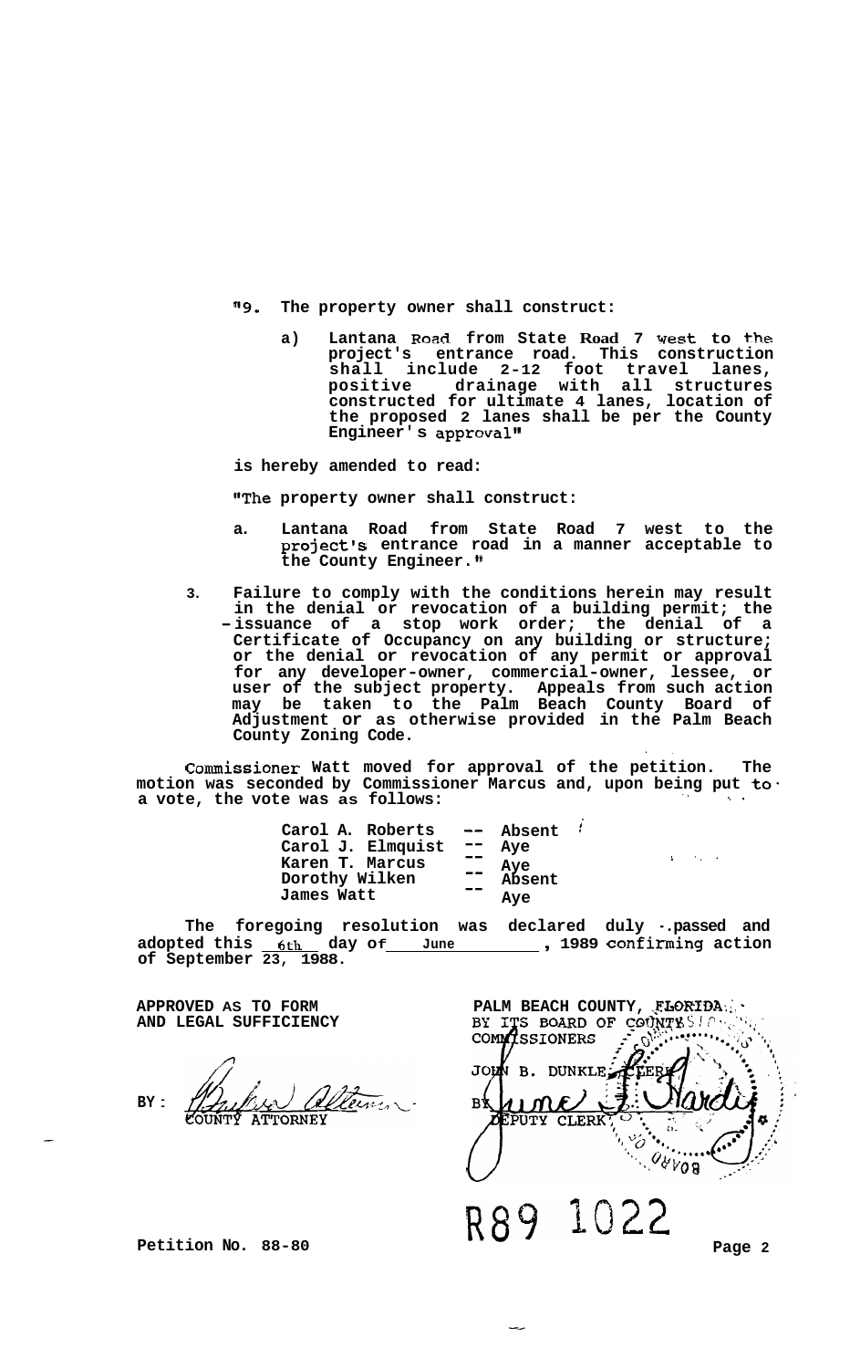"9. The property owner shall construct:

a) Lantana Road from State Road 7 west to the project's entrance road. This construction shall include 2-12 foot travel lanes, positive drainage with all structures constructed for ultimate 4 lanes, location of the proposed 2 lanes shall be per the County Engineer's approval"

is hereby amended to read:

"The property owner shall construct:

a. Lantana Road from State Road 7 west to the project's entrance road in a manner acceptable to the County Engineer."

3. Failure to comply with the conditions herein may result in the denial or revocation of a building permit; the issuance of a stop work order; the denial of a Certificate of Occupancy on any building or structure; or the denial or revocation of any permit or approval for any developer-owner, commercial-owner, lessee, or user of the subject property. Appeals from such action may be taken to the Palm Beach County Board of Adjustment or as otherwise provided in the Palm Beach County Zoning Code.

Commissioner Watt moved for approval of the petition. The motion was seconded by Commissioner Marcus and, upon being put to a vote, the vote was as follows:

| | | |
|---|---|---|
| Carol A. Roberts | -- | Absent |
| Carol J. Elmquist | -- | Aye |
| Karen T. Marcus | -- | Aye |
| Dorothy Wilken | -- | Absent |
| James Watt | -- | Aye |

The foregoing resolution was declared duly passed and adopted this 6th day of June, 1989 confirming action of September 23, 1988.

APPROVED AS TO FORM AND LEGAL SUFFICIENCY

BY: COUNTY ATTORNEY

PALM BEACH COUNTY, FLORIDA
BY ITS BOARD OF COUNTY COMMISSIONERS

JOHN B. DUNKLE, CLERK

BY: DEPUTY CLERK

R89 1022

Petition No. 88-80